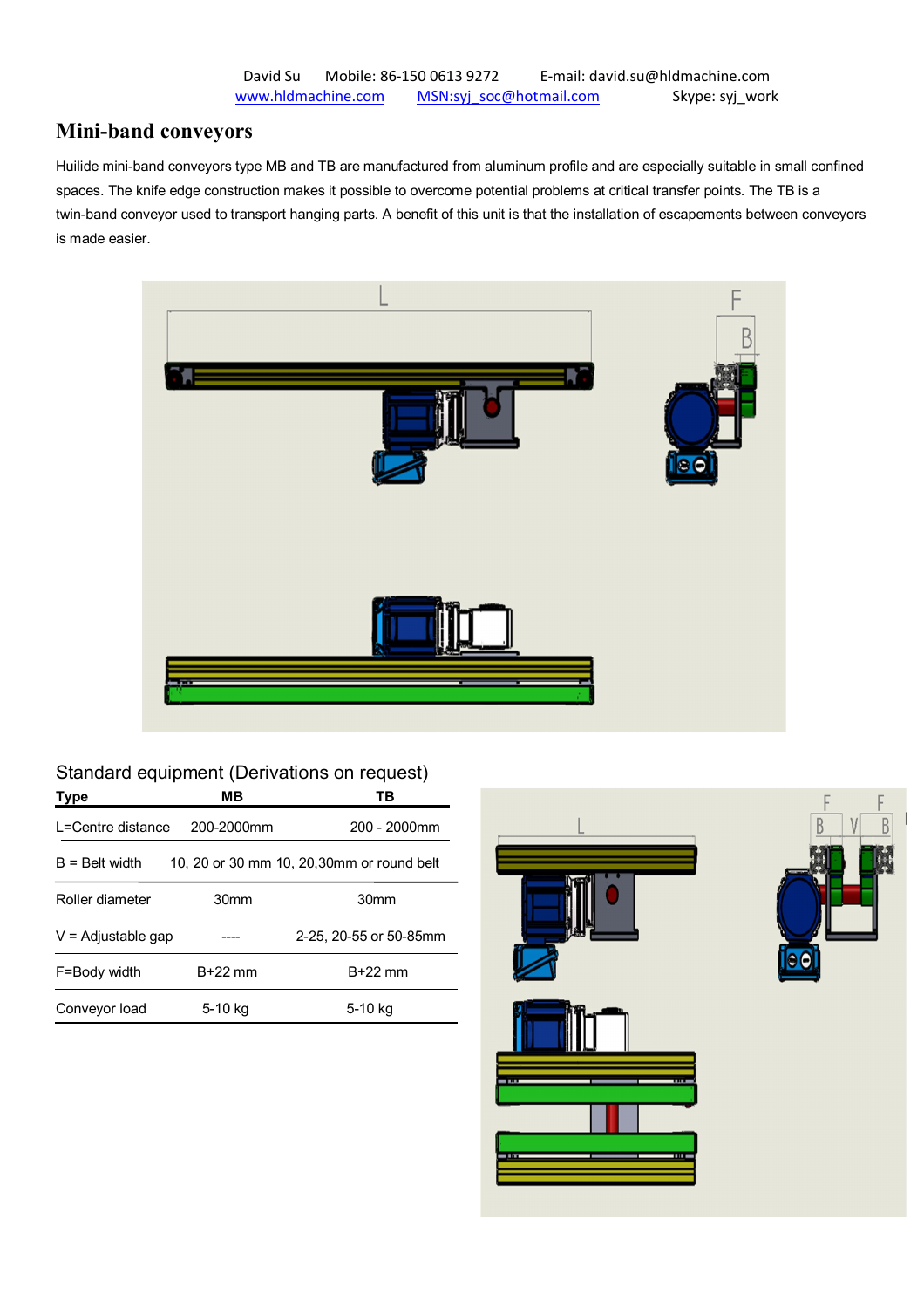David Su Mobile: 86-150 0613 9272 E-mail: david.su@hldmachine.com
www.hldmachine.com MSN:syj_soc@hotmail.com Skype: syj_work

# Mini-band conveyors

Huilide mini-band conveyors type MB and TB are manufactured from aluminum profile and are especially suitable in small confined spaces. The knife edge construction makes it possible to overcome potential problems at critical transfer points. The TB is a twin-band conveyor used to transport hanging parts. A benefit of this unit is that the installation of escapements between conveyors is made easier.

## Standard equipment (Derivations on request)

| Type | MB | TB |
|---|---|---|
| L=Centre distance | 200-2000mm | 200 - 2000mm |
| B = Belt width | 10, 20 or 30 mm | 10, 20,30mm or round belt |
| Roller diameter | 30mm | 30mm |
| V = Adjustable gap | ---- | 2-25, 20-55 or 50-85mm |
| F=Body width | B+22 mm | B+22 mm |
| Conveyor load | 5-10 kg | 5-10 kg |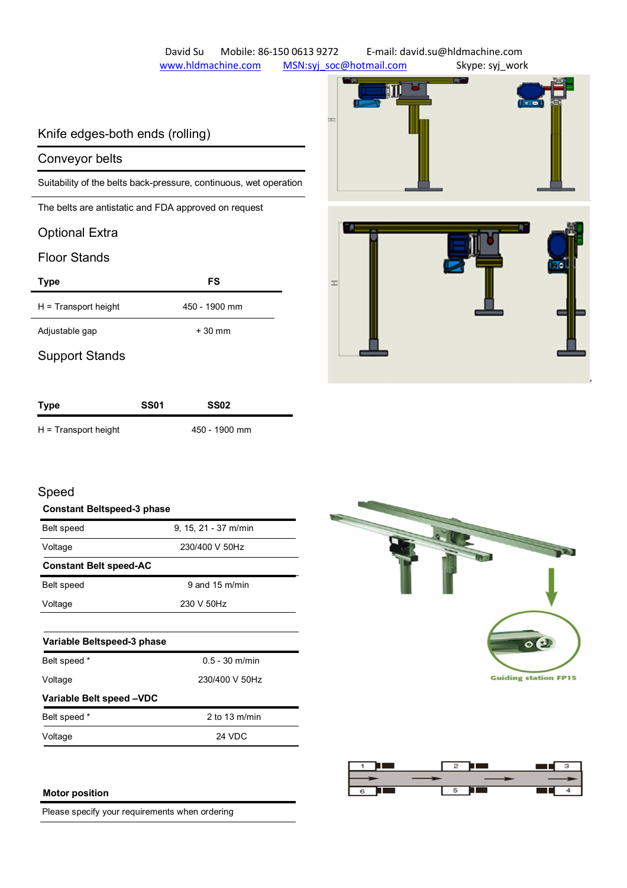David Su Mobile: 86-150 0613 9272 E-mail: david.su@hldmachine.com
www.hldmachine.com MSN:syj_soc@hotmail.com Skype: syj_work

## Knife edges-both ends (rolling)

## Conveyor belts

Suitability of the belts back-pressure, continuous, wet operation

The belts are antistatic and FDA approved on request

## Optional Extra

## Floor Stands

| Type | FS |
|---|---|
| H = Transport height | 450 - 1900 mm |
| Adjustable gap | + 30 mm |

## Support Stands

| Type | SS01 | SS02 |
|---|---|---|
| H = Transport height | 450 - 1900 mm | |

## Speed

| **Constant Beltspeed-3 phase** | |
|---|---|
| Belt speed | 9, 15, 21 - 37 m/min |
| Voltage | 230/400 V 50Hz |

| **Constant Belt speed-AC** | |
|---|---|
| Belt speed | 9 and 15 m/min |
| Voltage | 230 V 50Hz |

| **Variable Beltspeed-3 phase** | |
|---|---|
| Belt speed * | 0.5 - 30 m/min |
| Voltage | 230/400 V 50Hz |

| **Variable Belt speed –VDC** | |
|---|---|
| Belt speed * | 2 to 13 m/min |
| Voltage | 24 VDC |

Guiding station FP15

| **Motor position** |
|---|
| Please specify your requirements when ordering |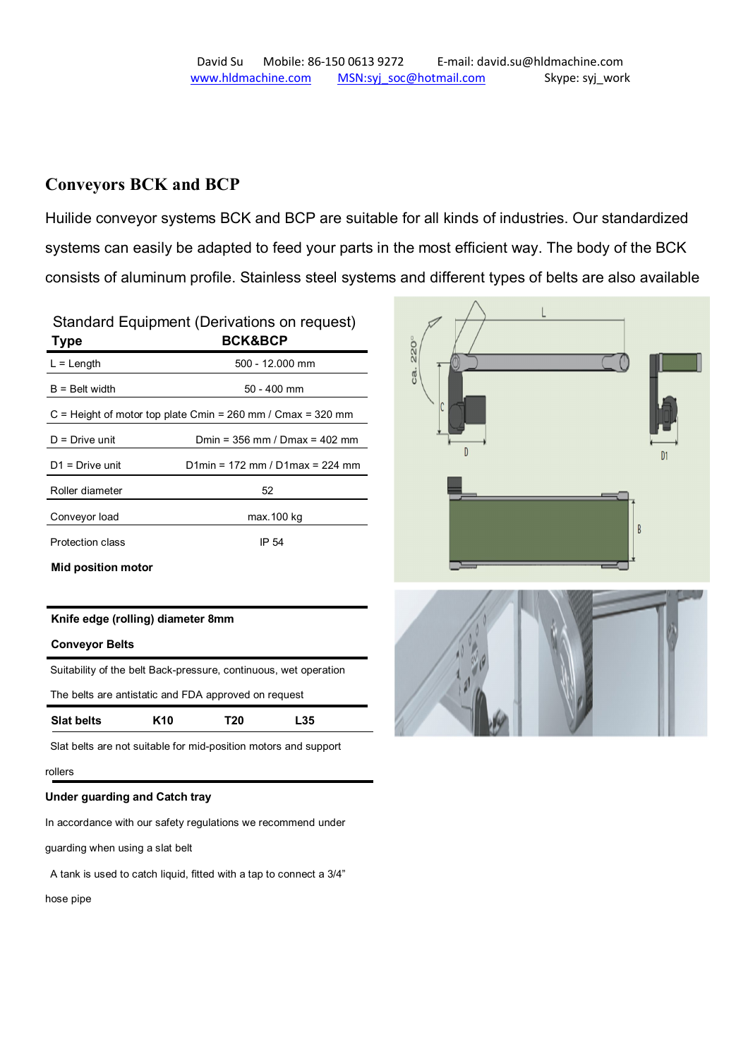David Su Mobile: 86-150 0613 9272 E-mail: david.su@hldmachine.com
www.hldmachine.com MSN:syj_soc@hotmail.com Skype: syj_work

## Conveyors BCK and BCP

Huilide conveyor systems BCK and BCP are suitable for all kinds of industries. Our standardized systems can easily be adapted to feed your parts in the most efficient way. The body of the BCK consists of aluminum profile. Stainless steel systems and different types of belts are also available

Standard Equipment (Derivations on request)

| Type | BCK&BCP |
|---|---|
| L = Length | 500 - 12.000 mm |
| B = Belt width | 50 - 400 mm |
| C = Height of motor top plate Cmin = 260 mm / Cmax = 320 mm | |
| D = Drive unit | Dmin = 356 mm / Dmax = 402 mm |
| D1 = Drive unit | D1min = 172 mm / D1max = 224 mm |
| Roller diameter | 52 |
| Conveyor load | max.100 kg |
| Protection class | IP 54 |

**Mid position motor**

**Knife edge (rolling) diameter 8mm**

**Conveyor Belts**

Suitability of the belt Back-pressure, continuous, wet operation

The belts are antistatic and FDA approved on request

| Slat belts | K10 | T20 | L35 |
|---|---|---|---|

Slat belts are not suitable for mid-position motors and support rollers

**Under guarding and Catch tray**

In accordance with our safety regulations we recommend under guarding when using a slat belt

A tank is used to catch liquid, fitted with a tap to connect a 3/4" hose pipe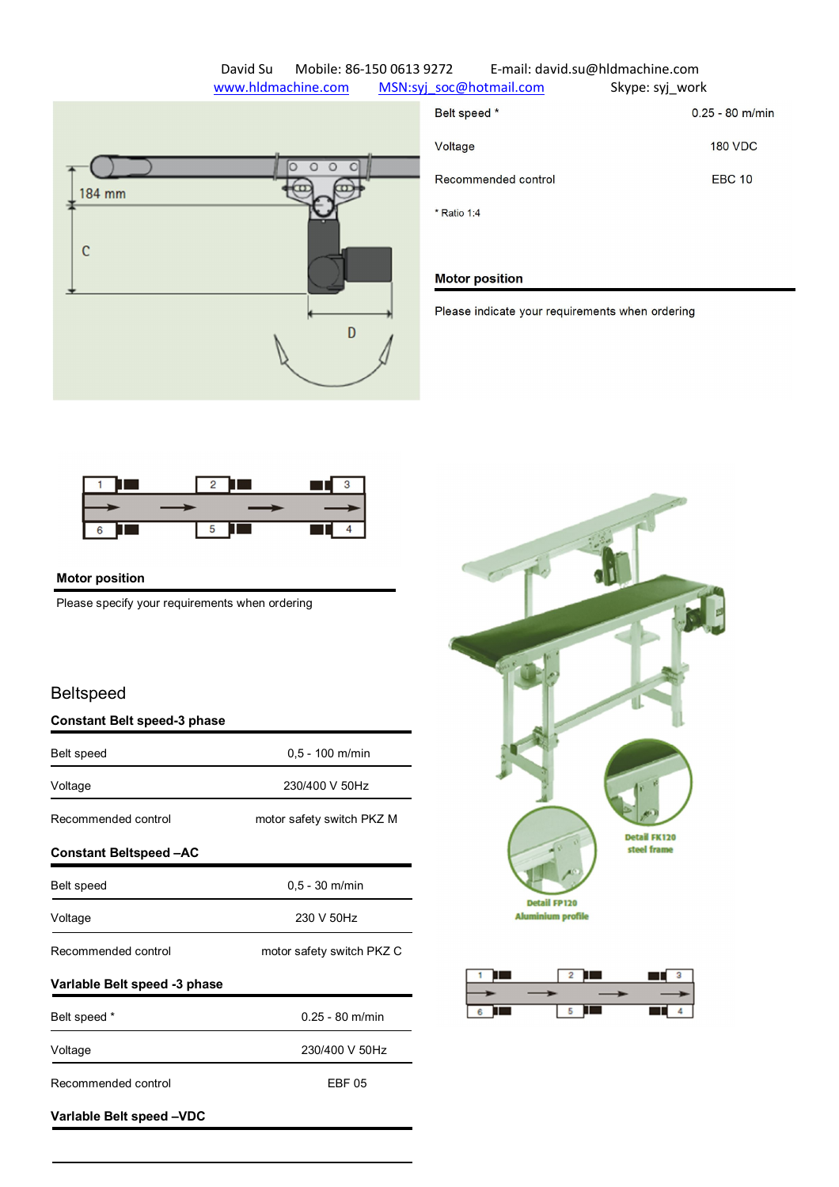David Su Mobile: 86-150 0613 9272 E-mail: david.su@hldmachine.com
www.hldmachine.com MSN:syj_soc@hotmail.com Skype: syj_work

| | |
|---|---|
| Belt speed * | 0.25 - 80 m/min |
| Voltage | 180 VDC |
| Recommended control | EBC 10 |

\* Ratio 1:4

**Motor position**

Please indicate your requirements when ordering

**Motor position**

Please specify your requirements when ordering

Detail FK120 steel frame

Detail FP120 Aluminium profile

## Beltspeed

**Constant Belt speed-3 phase**

| | |
|---|---|
| Belt speed | 0,5 - 100 m/min |
| Voltage | 230/400 V 50Hz |
| Recommended control | motor safety switch PKZ M |

**Constant Beltspeed –AC**

| | |
|---|---|
| Belt speed | 0,5 - 30 m/min |
| Voltage | 230 V 50Hz |
| Recommended control | motor safety switch PKZ C |

**Varlable Belt speed -3 phase**

| | |
|---|---|
| Belt speed * | 0.25 - 80 m/min |
| Voltage | 230/400 V 50Hz |
| Recommended control | EBF 05 |

**Varlable Belt speed –VDC**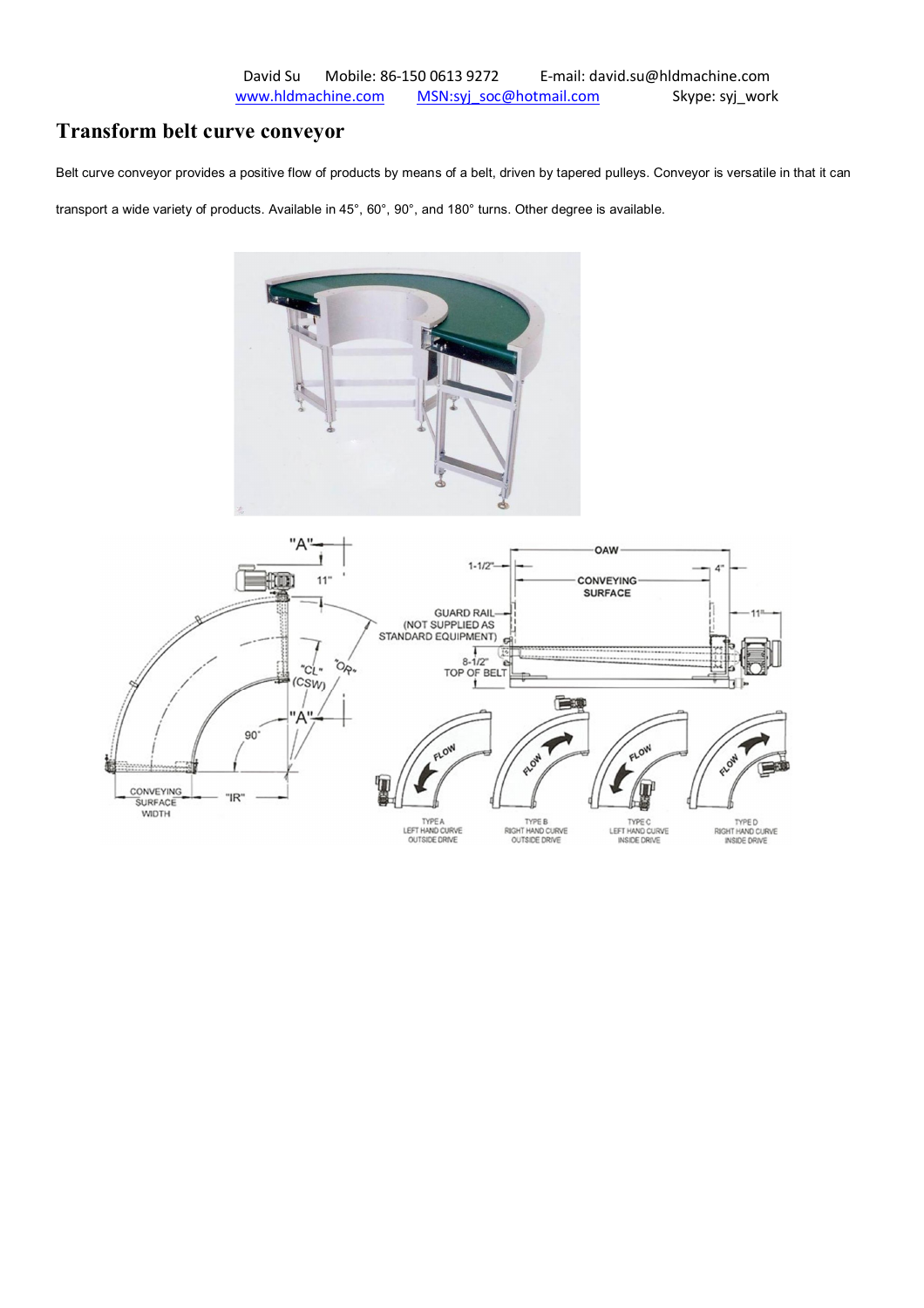# Transform belt curve conveyor

Belt curve conveyor provides a positive flow of products by means of a belt, driven by tapered pulleys. Conveyor is versatile in that it can transport a wide variety of products. Available in 45°, 60°, 90°, and 180° turns. Other degree is available.